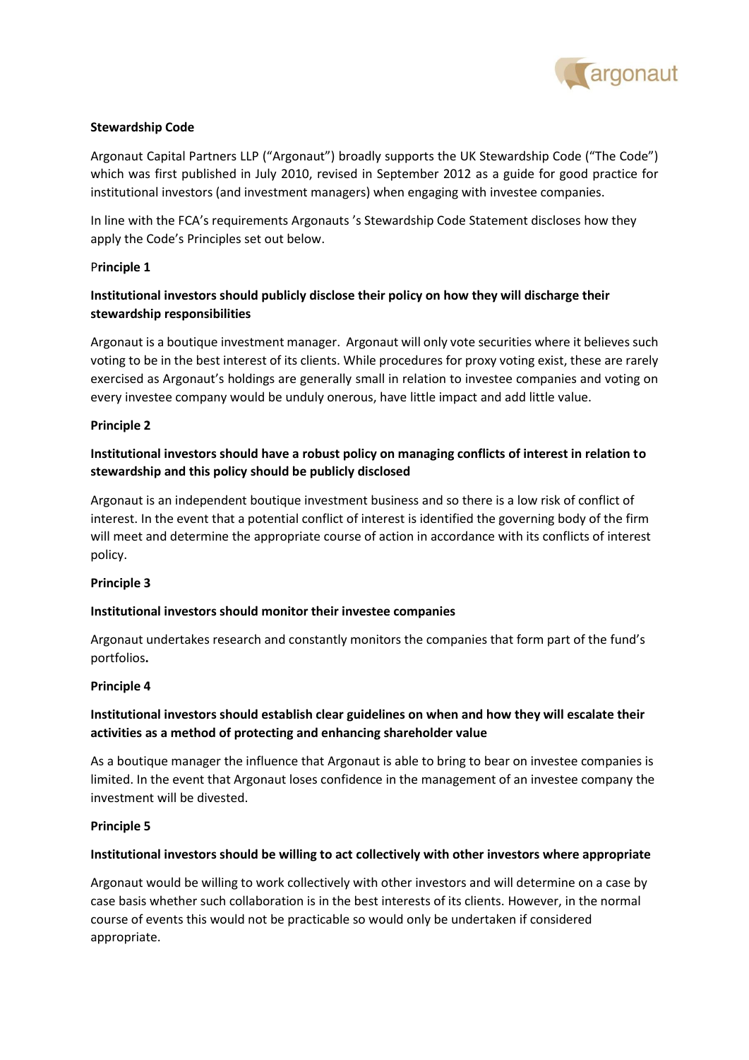**Stewardship Code**

Argonaut Capital Partners LLP ("Argonaut") broadly supports the UK Stewardship Code ("The Code") which was first published in July 2010, revised in September 2012 as a guide for good practice for institutional investors (and investment managers) when engaging with investee companies.

In line with the FCA's requirements Argonauts 's Stewardship Code Statement discloses how they apply the Code's Principles set out below.

P**rinciple 1**

**Institutional investors should publicly disclose their policy on how they will discharge their stewardship responsibilities**

Argonaut is a boutique investment manager. Argonaut will only vote securities where it believes such voting to be in the best interest of its clients. While procedures for proxy voting exist, these are rarely exercised as Argonaut's holdings are generally small in relation to investee companies and voting on every investee company would be unduly onerous, have little impact and add little value.

**Principle 2**

**Institutional investors should have a robust policy on managing conflicts of interest in relation to stewardship and this policy should be publicly disclosed**

Argonaut is an independent boutique investment business and so there is a low risk of conflict of interest. In the event that a potential conflict of interest is identified the governing body of the firm will meet and determine the appropriate course of action in accordance with its conflicts of interest policy.

**Principle 3**

**Institutional investors should monitor their investee companies**

Argonaut undertakes research and constantly monitors the companies that form part of the fund's portfolios**.**

**Principle 4**

**Institutional investors should establish clear guidelines on when and how they will escalate their activities as a method of protecting and enhancing shareholder value**

As a boutique manager the influence that Argonaut is able to bring to bear on investee companies is limited. In the event that Argonaut loses confidence in the management of an investee company the investment will be divested.

**Principle 5**

**Institutional investors should be willing to act collectively with other investors where appropriate**

Argonaut would be willing to work collectively with other investors and will determine on a case by case basis whether such collaboration is in the best interests of its clients. However, in the normal course of events this would not be practicable so would only be undertaken if considered appropriate.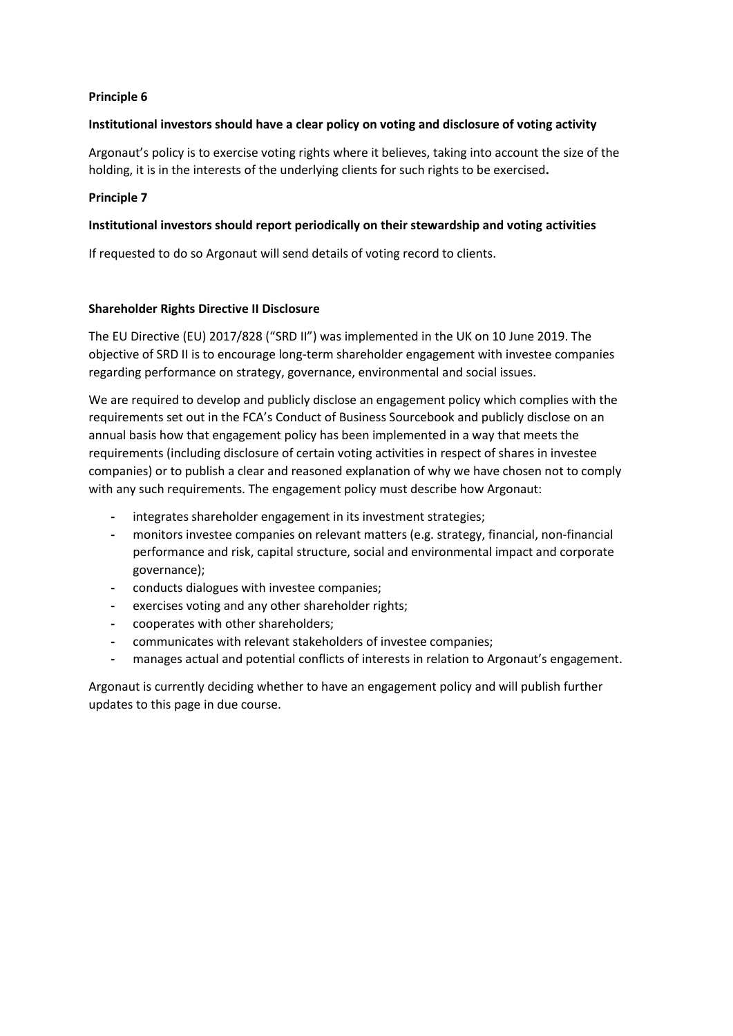**Principle 6**

**Institutional investors should have a clear policy on voting and disclosure of voting activity**

Argonaut's policy is to exercise voting rights where it believes, taking into account the size of the holding, it is in the interests of the underlying clients for such rights to be exercised**.**

**Principle 7**

**Institutional investors should report periodically on their stewardship and voting activities**

If requested to do so Argonaut will send details of voting record to clients.

**Shareholder Rights Directive II Disclosure**

The EU Directive (EU) 2017/828 ("SRD II") was implemented in the UK on 10 June 2019. The objective of SRD II is to encourage long-term shareholder engagement with investee companies regarding performance on strategy, governance, environmental and social issues.

We are required to develop and publicly disclose an engagement policy which complies with the requirements set out in the FCA's Conduct of Business Sourcebook and publicly disclose on an annual basis how that engagement policy has been implemented in a way that meets the requirements (including disclosure of certain voting activities in respect of shares in investee companies) or to publish a clear and reasoned explanation of why we have chosen not to comply with any such requirements. The engagement policy must describe how Argonaut:

- integrates shareholder engagement in its investment strategies;
- monitors investee companies on relevant matters (e.g. strategy, financial, non-financial performance and risk, capital structure, social and environmental impact and corporate governance);
- conducts dialogues with investee companies;
- exercises voting and any other shareholder rights;
- cooperates with other shareholders;
- communicates with relevant stakeholders of investee companies;
- manages actual and potential conflicts of interests in relation to Argonaut's engagement.

Argonaut is currently deciding whether to have an engagement policy and will publish further updates to this page in due course.